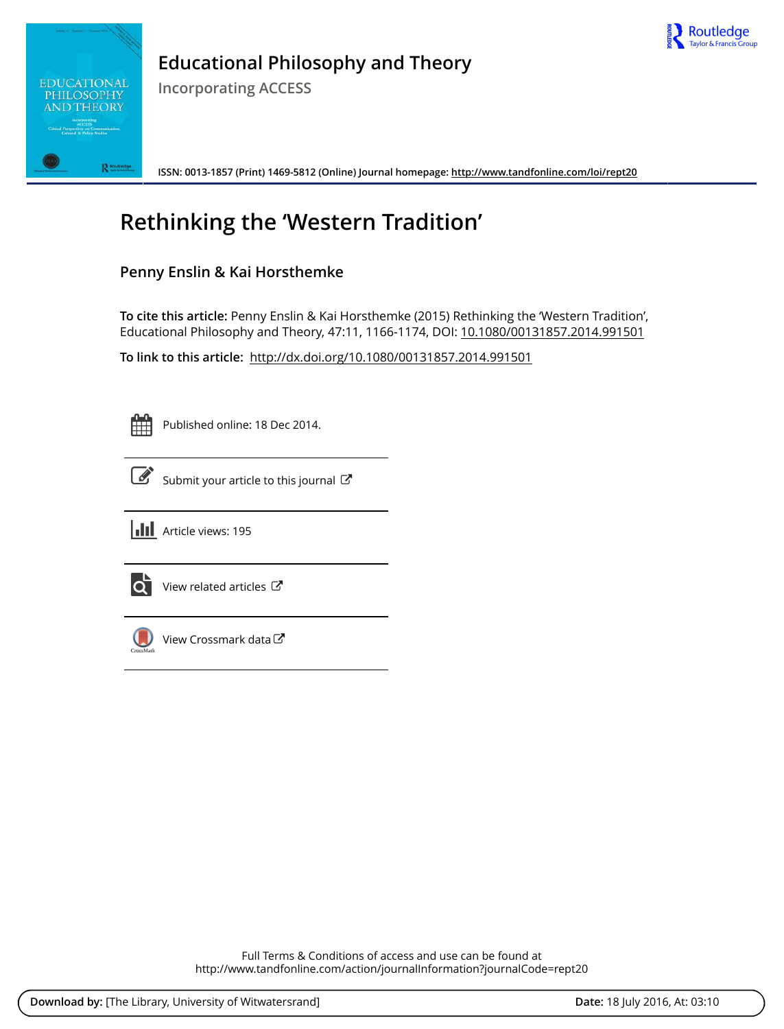# Educational Philosophy and Theory

Incorporating ACCESS

ISSN: 0013-1857 (Print) 1469-5812 (Online) Journal homepage: http://www.tandfonline.com/loi/rept20

# Rethinking the 'Western Tradition'

**Penny Enslin & Kai Horsthemke**

**To cite this article:** Penny Enslin & Kai Horsthemke (2015) Rethinking the 'Western Tradition', Educational Philosophy and Theory, 47:11, 1166-1174, DOI: 10.1080/00131857.2014.991501

**To link to this article:** http://dx.doi.org/10.1080/00131857.2014.991501

Published online: 18 Dec 2014.

Submit your article to this journal

Article views: 195

View related articles

View Crossmark data

Full Terms & Conditions of access and use can be found at
http://www.tandfonline.com/action/journalInformation?journalCode=rept20

**Download by:** [The Library, University of Witwatersrand] **Date:** 18 July 2016, At: 03:10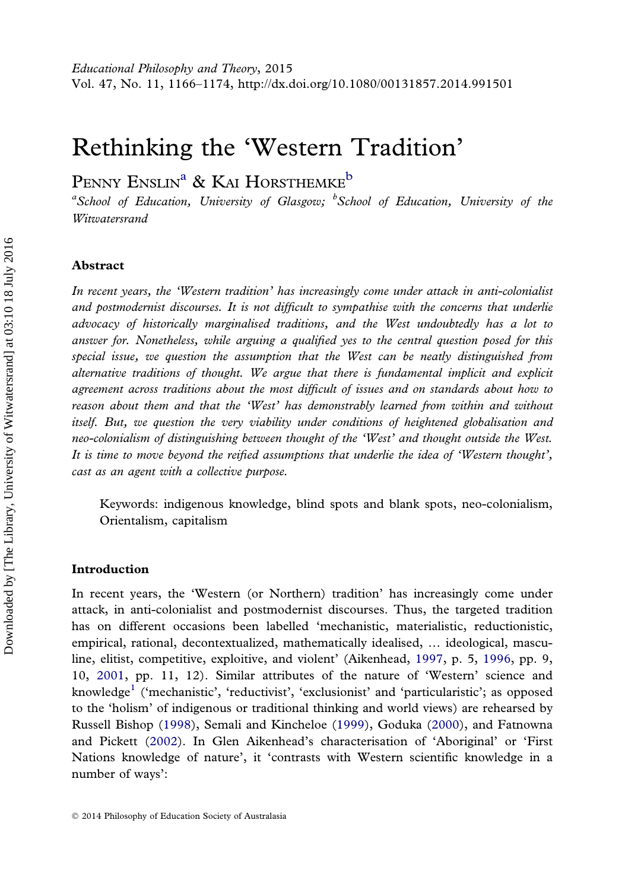# Rethinking the 'Western Tradition'

PENNY ENSLIN[a] & KAI HORSTHEMKE[b]

[a]*School of Education, University of Glasgow;* [b]*School of Education, University of the Witwatersrand*

### Abstract

*In recent years, the 'Western tradition' has increasingly come under attack in anti-colonialist and postmodernist discourses. It is not difficult to sympathise with the concerns that underlie advocacy of historically marginalised traditions, and the West undoubtedly has a lot to answer for. Nonetheless, while arguing a qualified yes to the central question posed for this special issue, we question the assumption that the West can be neatly distinguished from alternative traditions of thought. We argue that there is fundamental implicit and explicit agreement across traditions about the most difficult of issues and on standards about how to reason about them and that the 'West' has demonstrably learned from within and without itself. But, we question the very viability under conditions of heightened globalisation and neo-colonialism of distinguishing between thought of the 'West' and thought outside the West. It is time to move beyond the reified assumptions that underlie the idea of 'Western thought', cast as an agent with a collective purpose.*

Keywords: indigenous knowledge, blind spots and blank spots, neo-colonialism, Orientalism, capitalism

### Introduction

In recent years, the 'Western (or Northern) tradition' has increasingly come under attack, in anti-colonialist and postmodernist discourses. Thus, the targeted tradition has on different occasions been labelled 'mechanistic, materialistic, reductionistic, empirical, rational, decontextualized, mathematically idealised, … ideological, masculine, elitist, competitive, exploitive, and violent' (Aikenhead, 1997, p. 5, 1996, pp. 9, 10, 2001, pp. 11, 12). Similar attributes of the nature of 'Western' science and knowledge[1] ('mechanistic', 'reductivist', 'exclusionist' and 'particularistic'; as opposed to the 'holism' of indigenous or traditional thinking and world views) are rehearsed by Russell Bishop (1998), Semali and Kincheloe (1999), Goduka (2000), and Fatnowna and Pickett (2002). In Glen Aikenhead's characterisation of 'Aboriginal' or 'First Nations knowledge of nature', it 'contrasts with Western scientific knowledge in a number of ways':

© 2014 Philosophy of Education Society of Australasia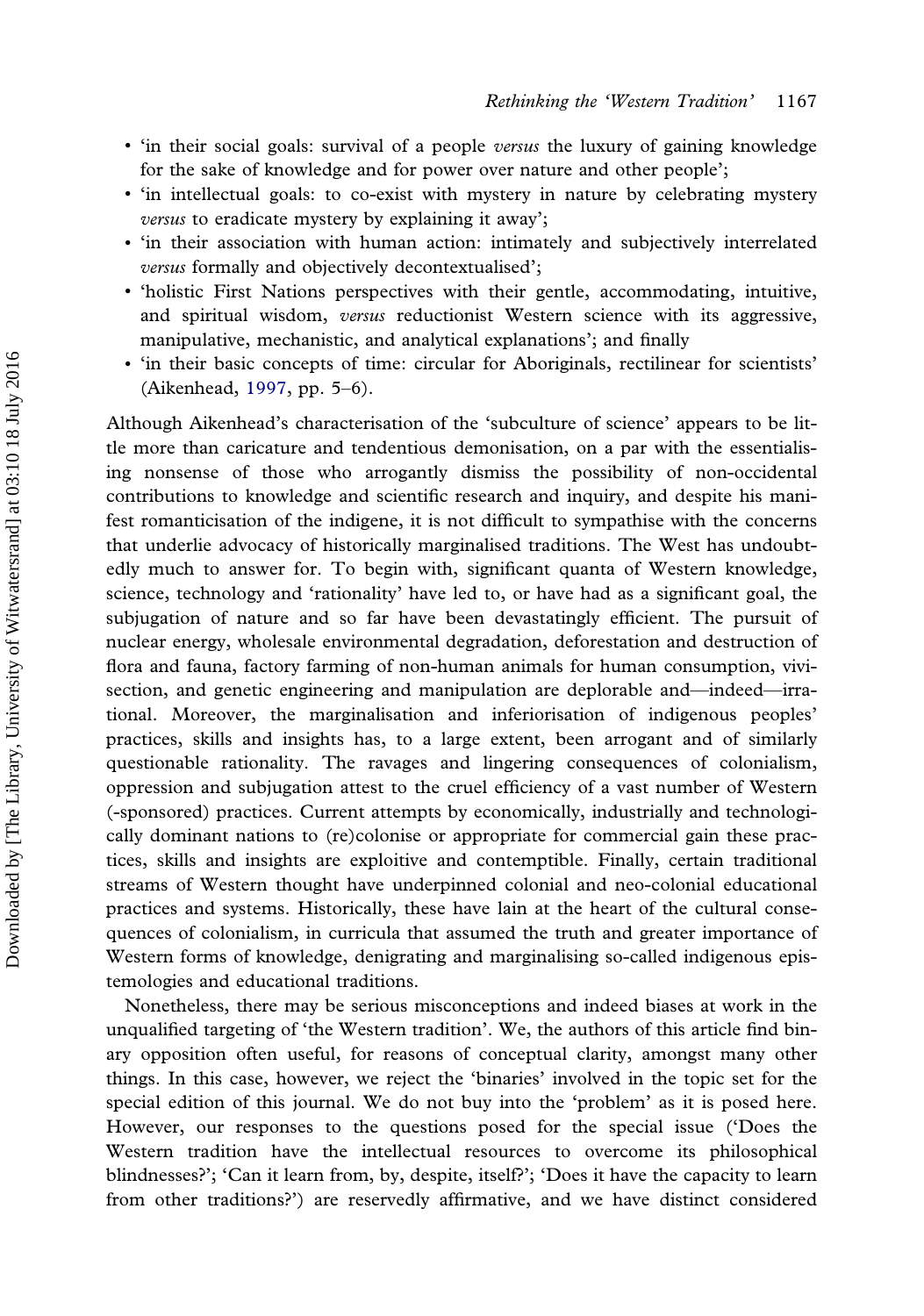- 'in their social goals: survival of a people *versus* the luxury of gaining knowledge for the sake of knowledge and for power over nature and other people';
- 'in intellectual goals: to co-exist with mystery in nature by celebrating mystery *versus* to eradicate mystery by explaining it away';
- 'in their association with human action: intimately and subjectively interrelated *versus* formally and objectively decontextualised';
- 'holistic First Nations perspectives with their gentle, accommodating, intuitive, and spiritual wisdom, *versus* reductionist Western science with its aggressive, manipulative, mechanistic, and analytical explanations'; and finally
- 'in their basic concepts of time: circular for Aboriginals, rectilinear for scientists' (Aikenhead, 1997, pp. 5–6).

Although Aikenhead's characterisation of the 'subculture of science' appears to be little more than caricature and tendentious demonisation, on a par with the essentialising nonsense of those who arrogantly dismiss the possibility of non-occidental contributions to knowledge and scientific research and inquiry, and despite his manifest romanticisation of the indigene, it is not difficult to sympathise with the concerns that underlie advocacy of historically marginalised traditions. The West has undoubtedly much to answer for. To begin with, significant quanta of Western knowledge, science, technology and 'rationality' have led to, or have had as a significant goal, the subjugation of nature and so far have been devastatingly efficient. The pursuit of nuclear energy, wholesale environmental degradation, deforestation and destruction of flora and fauna, factory farming of non-human animals for human consumption, vivisection, and genetic engineering and manipulation are deplorable and—indeed—irrational. Moreover, the marginalisation and inferiorisation of indigenous peoples' practices, skills and insights has, to a large extent, been arrogant and of similarly questionable rationality. The ravages and lingering consequences of colonialism, oppression and subjugation attest to the cruel efficiency of a vast number of Western (-sponsored) practices. Current attempts by economically, industrially and technologically dominant nations to (re)colonise or appropriate for commercial gain these practices, skills and insights are exploitive and contemptible. Finally, certain traditional streams of Western thought have underpinned colonial and neo-colonial educational practices and systems. Historically, these have lain at the heart of the cultural consequences of colonialism, in curricula that assumed the truth and greater importance of Western forms of knowledge, denigrating and marginalising so-called indigenous epistemologies and educational traditions.

Nonetheless, there may be serious misconceptions and indeed biases at work in the unqualified targeting of 'the Western tradition'. We, the authors of this article find binary opposition often useful, for reasons of conceptual clarity, amongst many other things. In this case, however, we reject the 'binaries' involved in the topic set for the special edition of this journal. We do not buy into the 'problem' as it is posed here. However, our responses to the questions posed for the special issue ('Does the Western tradition have the intellectual resources to overcome its philosophical blindnesses?'; 'Can it learn from, by, despite, itself?'; 'Does it have the capacity to learn from other traditions?') are reservedly affirmative, and we have distinct considered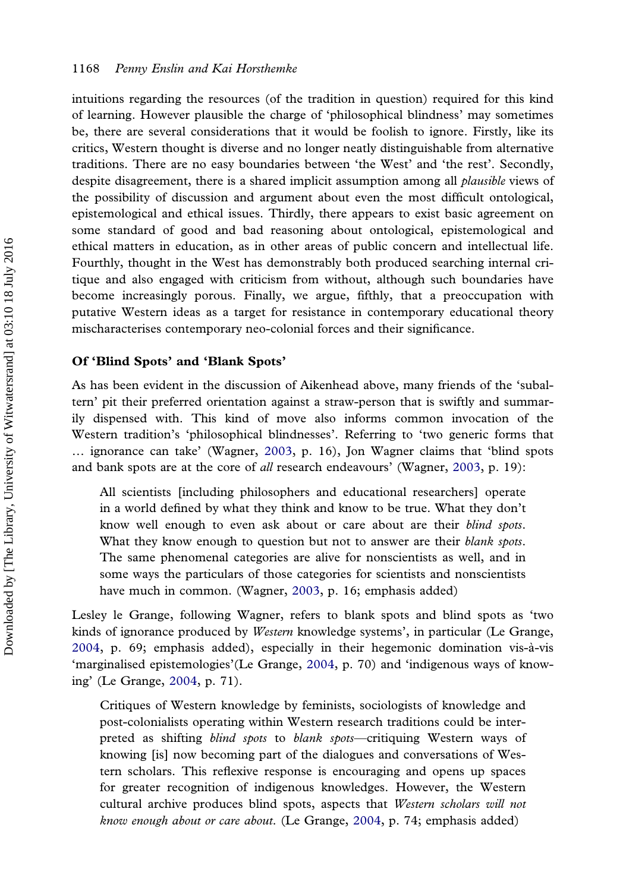intuitions regarding the resources (of the tradition in question) required for this kind of learning. However plausible the charge of 'philosophical blindness' may sometimes be, there are several considerations that it would be foolish to ignore. Firstly, like its critics, Western thought is diverse and no longer neatly distinguishable from alternative traditions. There are no easy boundaries between 'the West' and 'the rest'. Secondly, despite disagreement, there is a shared implicit assumption among all *plausible* views of the possibility of discussion and argument about even the most difficult ontological, epistemological and ethical issues. Thirdly, there appears to exist basic agreement on some standard of good and bad reasoning about ontological, epistemological and ethical matters in education, as in other areas of public concern and intellectual life. Fourthly, thought in the West has demonstrably both produced searching internal critique and also engaged with criticism from without, although such boundaries have become increasingly porous. Finally, we argue, fifthly, that a preoccupation with putative Western ideas as a target for resistance in contemporary educational theory mischaracterises contemporary neo-colonial forces and their significance.

### Of 'Blind Spots' and 'Blank Spots'

As has been evident in the discussion of Aikenhead above, many friends of the 'subaltern' pit their preferred orientation against a straw-person that is swiftly and summarily dispensed with. This kind of move also informs common invocation of the Western tradition's 'philosophical blindnesses'. Referring to 'two generic forms that … ignorance can take' (Wagner, 2003, p. 16), Jon Wagner claims that 'blind spots and bank spots are at the core of *all* research endeavours' (Wagner, 2003, p. 19):

> All scientists [including philosophers and educational researchers] operate in a world defined by what they think and know to be true. What they don't know well enough to even ask about or care about are their *blind spots*. What they know enough to question but not to answer are their *blank spots*. The same phenomenal categories are alive for nonscientists as well, and in some ways the particulars of those categories for scientists and nonscientists have much in common. (Wagner, 2003, p. 16; emphasis added)

Lesley le Grange, following Wagner, refers to blank spots and blind spots as 'two kinds of ignorance produced by *Western* knowledge systems', in particular (Le Grange, 2004, p. 69; emphasis added), especially in their hegemonic domination vis-à-vis 'marginalised epistemologies'(Le Grange, 2004, p. 70) and 'indigenous ways of knowing' (Le Grange, 2004, p. 71).

> Critiques of Western knowledge by feminists, sociologists of knowledge and post-colonialists operating within Western research traditions could be interpreted as shifting *blind spots* to *blank spots*—critiquing Western ways of knowing [is] now becoming part of the dialogues and conversations of Western scholars. This reflexive response is encouraging and opens up spaces for greater recognition of indigenous knowledges. However, the Western cultural archive produces blind spots, aspects that *Western scholars will not know enough about or care about*. (Le Grange, 2004, p. 74; emphasis added)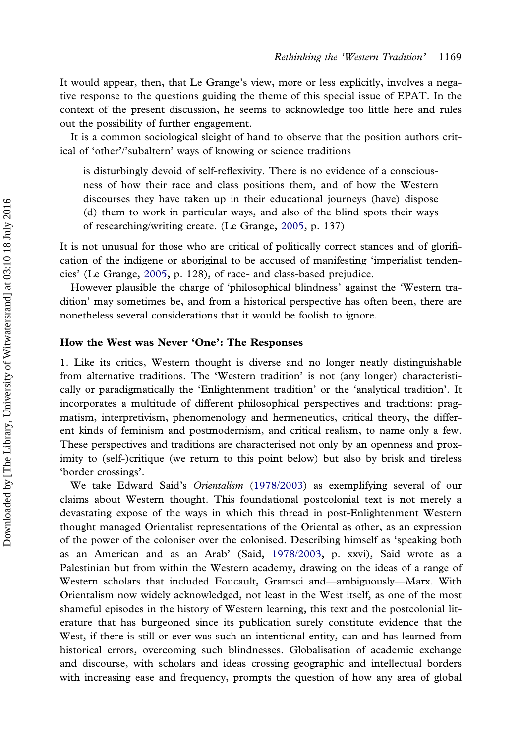It would appear, then, that Le Grange's view, more or less explicitly, involves a negative response to the questions guiding the theme of this special issue of EPAT. In the context of the present discussion, he seems to acknowledge too little here and rules out the possibility of further engagement.

It is a common sociological sleight of hand to observe that the position authors critical of 'other'/'subaltern' ways of knowing or science traditions

> is disturbingly devoid of self-reflexivity. There is no evidence of a consciousness of how their race and class positions them, and of how the Western discourses they have taken up in their educational journeys (have) dispose (d) them to work in particular ways, and also of the blind spots their ways of researching/writing create. (Le Grange, 2005, p. 137)

It is not unusual for those who are critical of politically correct stances and of glorification of the indigene or aboriginal to be accused of manifesting 'imperialist tendencies' (Le Grange, 2005, p. 128), of race- and class-based prejudice.

However plausible the charge of 'philosophical blindness' against the 'Western tradition' may sometimes be, and from a historical perspective has often been, there are nonetheless several considerations that it would be foolish to ignore.

## How the West was Never 'One': The Responses

1. Like its critics, Western thought is diverse and no longer neatly distinguishable from alternative traditions. The 'Western tradition' is not (any longer) characteristically or paradigmatically the 'Enlightenment tradition' or the 'analytical tradition'. It incorporates a multitude of different philosophical perspectives and traditions: pragmatism, interpretivism, phenomenology and hermeneutics, critical theory, the different kinds of feminism and postmodernism, and critical realism, to name only a few. These perspectives and traditions are characterised not only by an openness and proximity to (self-)critique (we return to this point below) but also by brisk and tireless 'border crossings'.

We take Edward Said's *Orientalism* (1978/2003) as exemplifying several of our claims about Western thought. This foundational postcolonial text is not merely a devastating expose of the ways in which this thread in post-Enlightenment Western thought managed Orientalist representations of the Oriental as other, as an expression of the power of the coloniser over the colonised. Describing himself as 'speaking both as an American and as an Arab' (Said, 1978/2003, p. xxvi), Said wrote as a Palestinian but from within the Western academy, drawing on the ideas of a range of Western scholars that included Foucault, Gramsci and—ambiguously—Marx. With Orientalism now widely acknowledged, not least in the West itself, as one of the most shameful episodes in the history of Western learning, this text and the postcolonial literature that has burgeoned since its publication surely constitute evidence that the West, if there is still or ever was such an intentional entity, can and has learned from historical errors, overcoming such blindnesses. Globalisation of academic exchange and discourse, with scholars and ideas crossing geographic and intellectual borders with increasing ease and frequency, prompts the question of how any area of global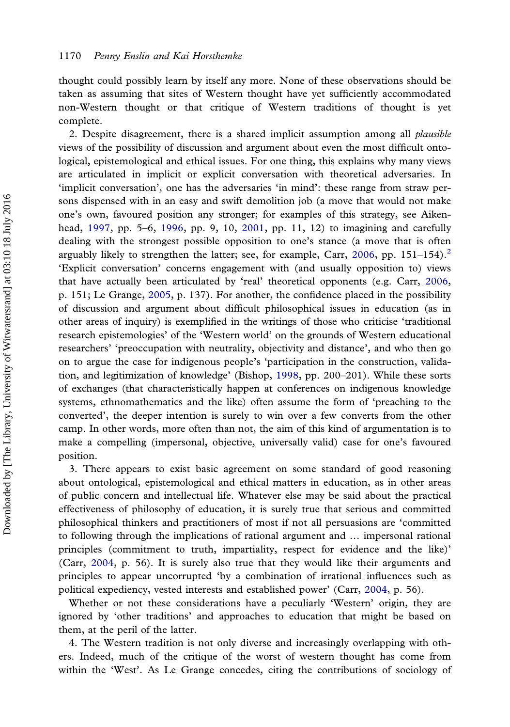thought could possibly learn by itself any more. None of these observations should be taken as assuming that sites of Western thought have yet sufficiently accommodated non-Western thought or that critique of Western traditions of thought is yet complete.

2. Despite disagreement, there is a shared implicit assumption among all *plausible* views of the possibility of discussion and argument about even the most difficult ontological, epistemological and ethical issues. For one thing, this explains why many views are articulated in implicit or explicit conversation with theoretical adversaries. In 'implicit conversation', one has the adversaries 'in mind': these range from straw persons dispensed with in an easy and swift demolition job (a move that would not make one's own, favoured position any stronger; for examples of this strategy, see Aikenhead, 1997, pp. 5–6, 1996, pp. 9, 10, 2001, pp. 11, 12) to imagining and carefully dealing with the strongest possible opposition to one's stance (a move that is often arguably likely to strengthen the latter; see, for example, Carr, 2006, pp. 151–154).[2] 'Explicit conversation' concerns engagement with (and usually opposition to) views that have actually been articulated by 'real' theoretical opponents (e.g. Carr, 2006, p. 151; Le Grange, 2005, p. 137). For another, the confidence placed in the possibility of discussion and argument about difficult philosophical issues in education (as in other areas of inquiry) is exemplified in the writings of those who criticise 'traditional research epistemologies' of the 'Western world' on the grounds of Western educational researchers' 'preoccupation with neutrality, objectivity and distance', and who then go on to argue the case for indigenous people's 'participation in the construction, validation, and legitimization of knowledge' (Bishop, 1998, pp. 200–201). While these sorts of exchanges (that characteristically happen at conferences on indigenous knowledge systems, ethnomathematics and the like) often assume the form of 'preaching to the converted', the deeper intention is surely to win over a few converts from the other camp. In other words, more often than not, the aim of this kind of argumentation is to make a compelling (impersonal, objective, universally valid) case for one's favoured position.

3. There appears to exist basic agreement on some standard of good reasoning about ontological, epistemological and ethical matters in education, as in other areas of public concern and intellectual life. Whatever else may be said about the practical effectiveness of philosophy of education, it is surely true that serious and committed philosophical thinkers and practitioners of most if not all persuasions are 'committed to following through the implications of rational argument and … impersonal rational principles (commitment to truth, impartiality, respect for evidence and the like)' (Carr, 2004, p. 56). It is surely also true that they would like their arguments and principles to appear uncorrupted 'by a combination of irrational influences such as political expediency, vested interests and established power' (Carr, 2004, p. 56).

Whether or not these considerations have a peculiarly 'Western' origin, they are ignored by 'other traditions' and approaches to education that might be based on them, at the peril of the latter.

4. The Western tradition is not only diverse and increasingly overlapping with others. Indeed, much of the critique of the worst of western thought has come from within the 'West'. As Le Grange concedes, citing the contributions of sociology of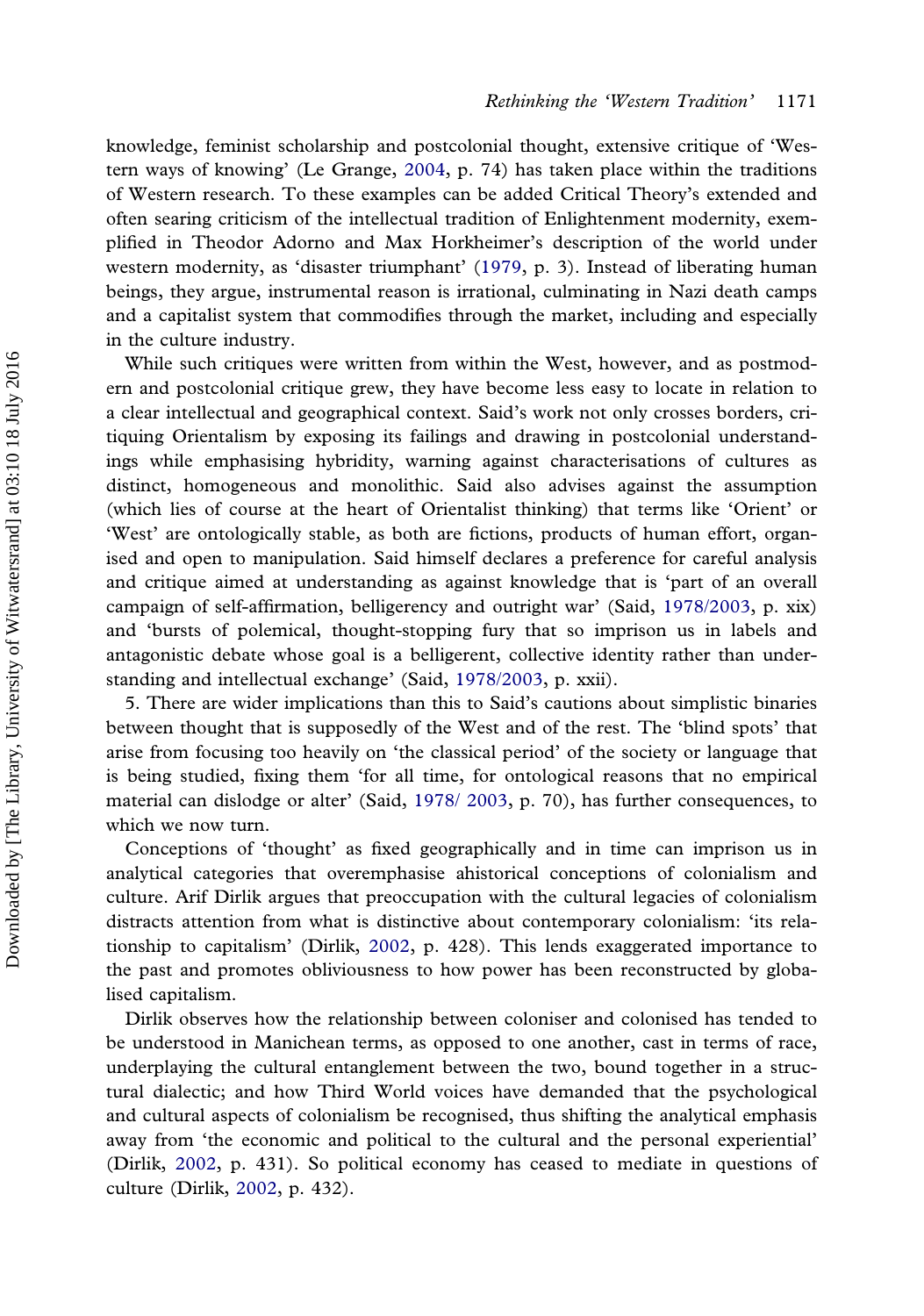knowledge, feminist scholarship and postcolonial thought, extensive critique of 'Western ways of knowing' (Le Grange, 2004, p. 74) has taken place within the traditions of Western research. To these examples can be added Critical Theory's extended and often searing criticism of the intellectual tradition of Enlightenment modernity, exemplified in Theodor Adorno and Max Horkheimer's description of the world under western modernity, as 'disaster triumphant' (1979, p. 3). Instead of liberating human beings, they argue, instrumental reason is irrational, culminating in Nazi death camps and a capitalist system that commodifies through the market, including and especially in the culture industry.

While such critiques were written from within the West, however, and as postmodern and postcolonial critique grew, they have become less easy to locate in relation to a clear intellectual and geographical context. Said's work not only crosses borders, critiquing Orientalism by exposing its failings and drawing in postcolonial understandings while emphasising hybridity, warning against characterisations of cultures as distinct, homogeneous and monolithic. Said also advises against the assumption (which lies of course at the heart of Orientalist thinking) that terms like 'Orient' or 'West' are ontologically stable, as both are fictions, products of human effort, organised and open to manipulation. Said himself declares a preference for careful analysis and critique aimed at understanding as against knowledge that is 'part of an overall campaign of self-affirmation, belligerency and outright war' (Said, 1978/2003, p. xix) and 'bursts of polemical, thought-stopping fury that so imprison us in labels and antagonistic debate whose goal is a belligerent, collective identity rather than understanding and intellectual exchange' (Said, 1978/2003, p. xxii).

5. There are wider implications than this to Said's cautions about simplistic binaries between thought that is supposedly of the West and of the rest. The 'blind spots' that arise from focusing too heavily on 'the classical period' of the society or language that is being studied, fixing them 'for all time, for ontological reasons that no empirical material can dislodge or alter' (Said, 1978/ 2003, p. 70), has further consequences, to which we now turn.

Conceptions of 'thought' as fixed geographically and in time can imprison us in analytical categories that overemphasise ahistorical conceptions of colonialism and culture. Arif Dirlik argues that preoccupation with the cultural legacies of colonialism distracts attention from what is distinctive about contemporary colonialism: 'its relationship to capitalism' (Dirlik, 2002, p. 428). This lends exaggerated importance to the past and promotes obliviousness to how power has been reconstructed by globalised capitalism.

Dirlik observes how the relationship between coloniser and colonised has tended to be understood in Manichean terms, as opposed to one another, cast in terms of race, underplaying the cultural entanglement between the two, bound together in a structural dialectic; and how Third World voices have demanded that the psychological and cultural aspects of colonialism be recognised, thus shifting the analytical emphasis away from 'the economic and political to the cultural and the personal experiential' (Dirlik, 2002, p. 431). So political economy has ceased to mediate in questions of culture (Dirlik, 2002, p. 432).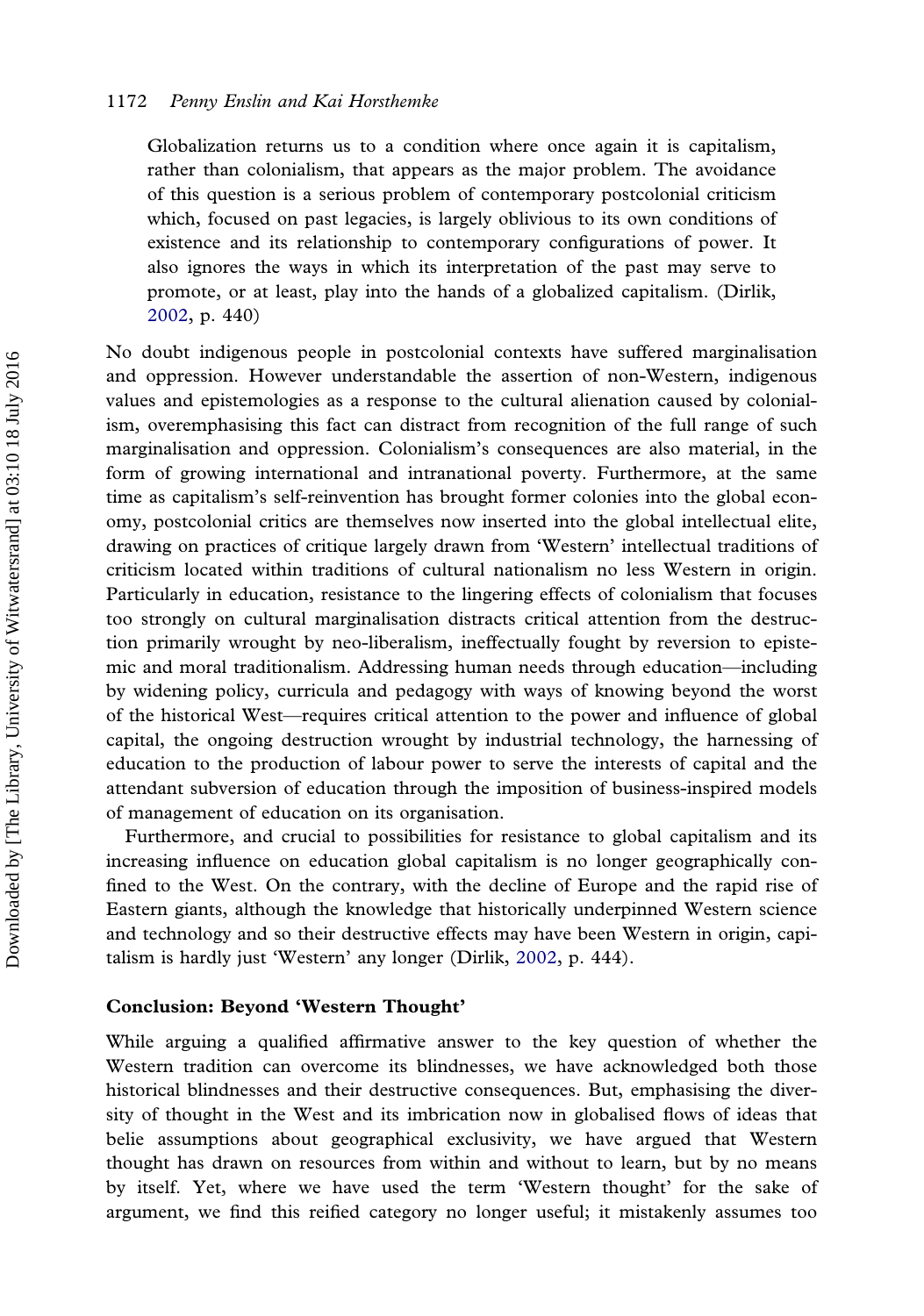> Globalization returns us to a condition where once again it is capitalism, rather than colonialism, that appears as the major problem. The avoidance of this question is a serious problem of contemporary postcolonial criticism which, focused on past legacies, is largely oblivious to its own conditions of existence and its relationship to contemporary configurations of power. It also ignores the ways in which its interpretation of the past may serve to promote, or at least, play into the hands of a globalized capitalism. (Dirlik, 2002, p. 440)

No doubt indigenous people in postcolonial contexts have suffered marginalisation and oppression. However understandable the assertion of non-Western, indigenous values and epistemologies as a response to the cultural alienation caused by colonialism, overemphasising this fact can distract from recognition of the full range of such marginalisation and oppression. Colonialism's consequences are also material, in the form of growing international and intranational poverty. Furthermore, at the same time as capitalism's self-reinvention has brought former colonies into the global economy, postcolonial critics are themselves now inserted into the global intellectual elite, drawing on practices of critique largely drawn from 'Western' intellectual traditions of criticism located within traditions of cultural nationalism no less Western in origin. Particularly in education, resistance to the lingering effects of colonialism that focuses too strongly on cultural marginalisation distracts critical attention from the destruction primarily wrought by neo-liberalism, ineffectually fought by reversion to epistemic and moral traditionalism. Addressing human needs through education—including by widening policy, curricula and pedagogy with ways of knowing beyond the worst of the historical West—requires critical attention to the power and influence of global capital, the ongoing destruction wrought by industrial technology, the harnessing of education to the production of labour power to serve the interests of capital and the attendant subversion of education through the imposition of business-inspired models of management of education on its organisation.

Furthermore, and crucial to possibilities for resistance to global capitalism and its increasing influence on education global capitalism is no longer geographically confined to the West. On the contrary, with the decline of Europe and the rapid rise of Eastern giants, although the knowledge that historically underpinned Western science and technology and so their destructive effects may have been Western in origin, capitalism is hardly just 'Western' any longer (Dirlik, 2002, p. 444).

## Conclusion: Beyond 'Western Thought'

While arguing a qualified affirmative answer to the key question of whether the Western tradition can overcome its blindnesses, we have acknowledged both those historical blindnesses and their destructive consequences. But, emphasising the diversity of thought in the West and its imbrication now in globalised flows of ideas that belie assumptions about geographical exclusivity, we have argued that Western thought has drawn on resources from within and without to learn, but by no means by itself. Yet, where we have used the term 'Western thought' for the sake of argument, we find this reified category no longer useful; it mistakenly assumes too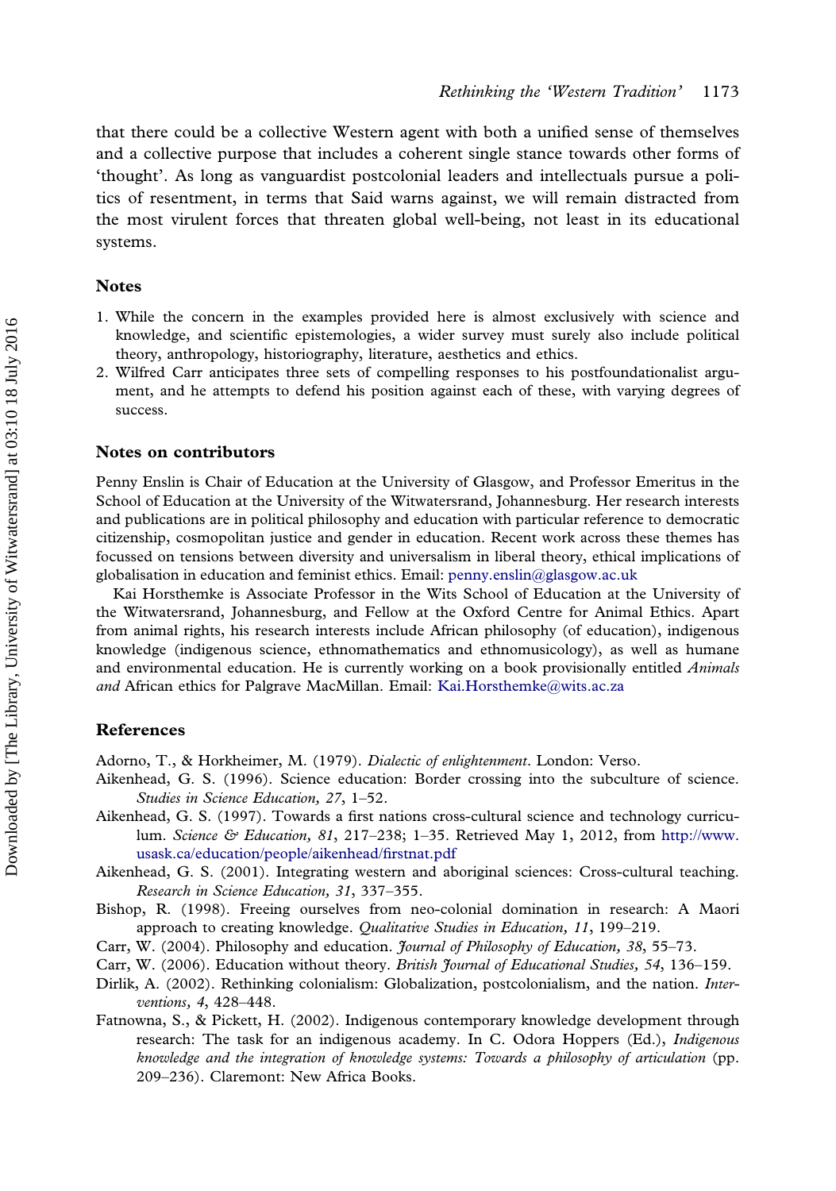that there could be a collective Western agent with both a unified sense of themselves and a collective purpose that includes a coherent single stance towards other forms of 'thought'. As long as vanguardist postcolonial leaders and intellectuals pursue a politics of resentment, in terms that Said warns against, we will remain distracted from the most virulent forces that threaten global well-being, not least in its educational systems.

## Notes

1. While the concern in the examples provided here is almost exclusively with science and knowledge, and scientific epistemologies, a wider survey must surely also include political theory, anthropology, historiography, literature, aesthetics and ethics.
2. Wilfred Carr anticipates three sets of compelling responses to his postfoundationalist argument, and he attempts to defend his position against each of these, with varying degrees of success.

## Notes on contributors

Penny Enslin is Chair of Education at the University of Glasgow, and Professor Emeritus in the School of Education at the University of the Witwatersrand, Johannesburg. Her research interests and publications are in political philosophy and education with particular reference to democratic citizenship, cosmopolitan justice and gender in education. Recent work across these themes has focussed on tensions between diversity and universalism in liberal theory, ethical implications of globalisation in education and feminist ethics. Email: penny.enslin@glasgow.ac.uk

Kai Horsthemke is Associate Professor in the Wits School of Education at the University of the Witwatersrand, Johannesburg, and Fellow at the Oxford Centre for Animal Ethics. Apart from animal rights, his research interests include African philosophy (of education), indigenous knowledge (indigenous science, ethnomathematics and ethnomusicology), as well as humane and environmental education. He is currently working on a book provisionally entitled *Animals and* African ethics for Palgrave MacMillan. Email: Kai.Horsthemke@wits.ac.za

## References

Adorno, T., & Horkheimer, M. (1979). *Dialectic of enlightenment*. London: Verso.

Aikenhead, G. S. (1996). Science education: Border crossing into the subculture of science. *Studies in Science Education, 27*, 1–52.

Aikenhead, G. S. (1997). Towards a first nations cross-cultural science and technology curriculum. *Science & Education, 81*, 217–238; 1–35. Retrieved May 1, 2012, from http://www.usask.ca/education/people/aikenhead/firstnat.pdf

Aikenhead, G. S. (2001). Integrating western and aboriginal sciences: Cross-cultural teaching. *Research in Science Education, 31*, 337–355.

Bishop, R. (1998). Freeing ourselves from neo-colonial domination in research: A Maori approach to creating knowledge. *Qualitative Studies in Education, 11*, 199–219.

Carr, W. (2004). Philosophy and education. *Journal of Philosophy of Education, 38*, 55–73.

Carr, W. (2006). Education without theory. *British Journal of Educational Studies, 54*, 136–159.

Dirlik, A. (2002). Rethinking colonialism: Globalization, postcolonialism, and the nation. *Interventions, 4*, 428–448.

Fatnowna, S., & Pickett, H. (2002). Indigenous contemporary knowledge development through research: The task for an indigenous academy. In C. Odora Hoppers (Ed.), *Indigenous knowledge and the integration of knowledge systems: Towards a philosophy of articulation* (pp. 209–236). Claremont: New Africa Books.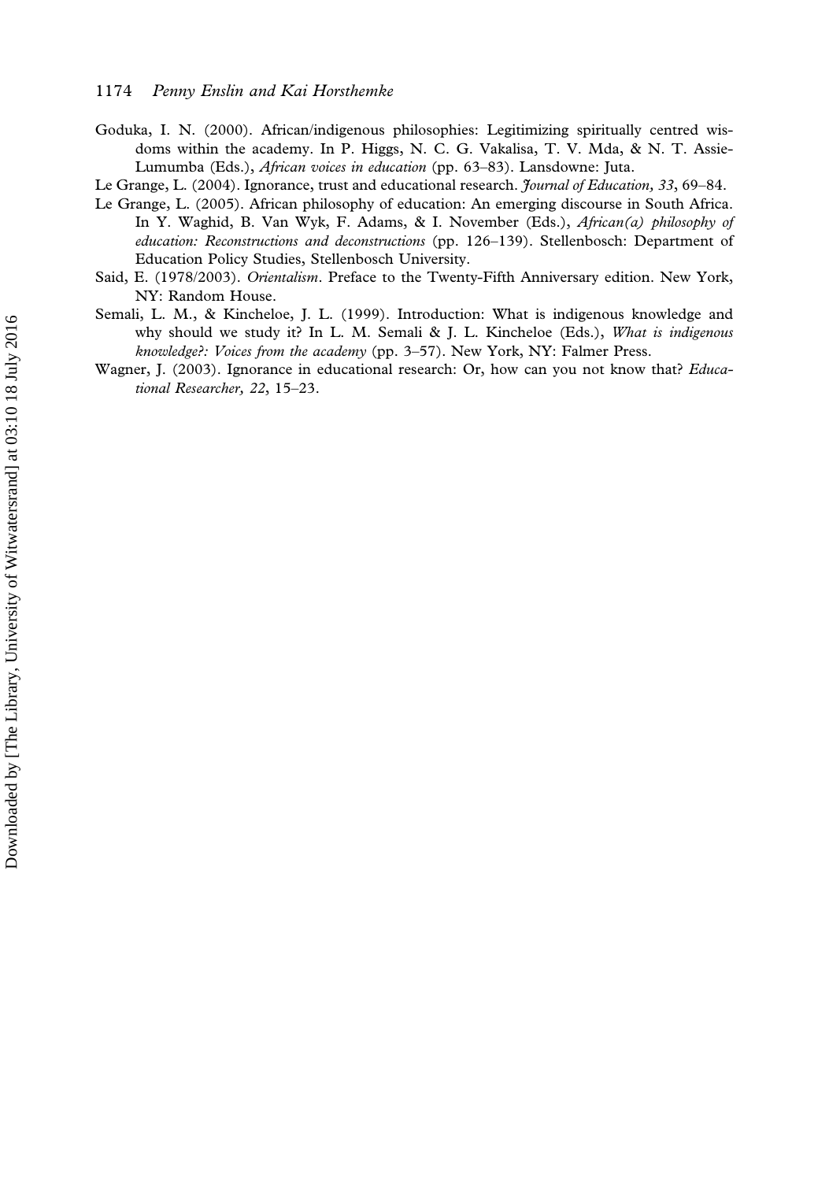Goduka, I. N. (2000). African/indigenous philosophies: Legitimizing spiritually centred wisdoms within the academy. In P. Higgs, N. C. G. Vakalisa, T. V. Mda, & N. T. Assie-Lumumba (Eds.), *African voices in education* (pp. 63–83). Lansdowne: Juta.

Le Grange, L. (2004). Ignorance, trust and educational research. *Journal of Education, 33*, 69–84.

Le Grange, L. (2005). African philosophy of education: An emerging discourse in South Africa. In Y. Waghid, B. Van Wyk, F. Adams, & I. November (Eds.), *African(a) philosophy of education: Reconstructions and deconstructions* (pp. 126–139). Stellenbosch: Department of Education Policy Studies, Stellenbosch University.

Said, E. (1978/2003). *Orientalism*. Preface to the Twenty-Fifth Anniversary edition. New York, NY: Random House.

Semali, L. M., & Kincheloe, J. L. (1999). Introduction: What is indigenous knowledge and why should we study it? In L. M. Semali & J. L. Kincheloe (Eds.), *What is indigenous knowledge?: Voices from the academy* (pp. 3–57). New York, NY: Falmer Press.

Wagner, J. (2003). Ignorance in educational research: Or, how can you not know that? *Educational Researcher, 22*, 15–23.